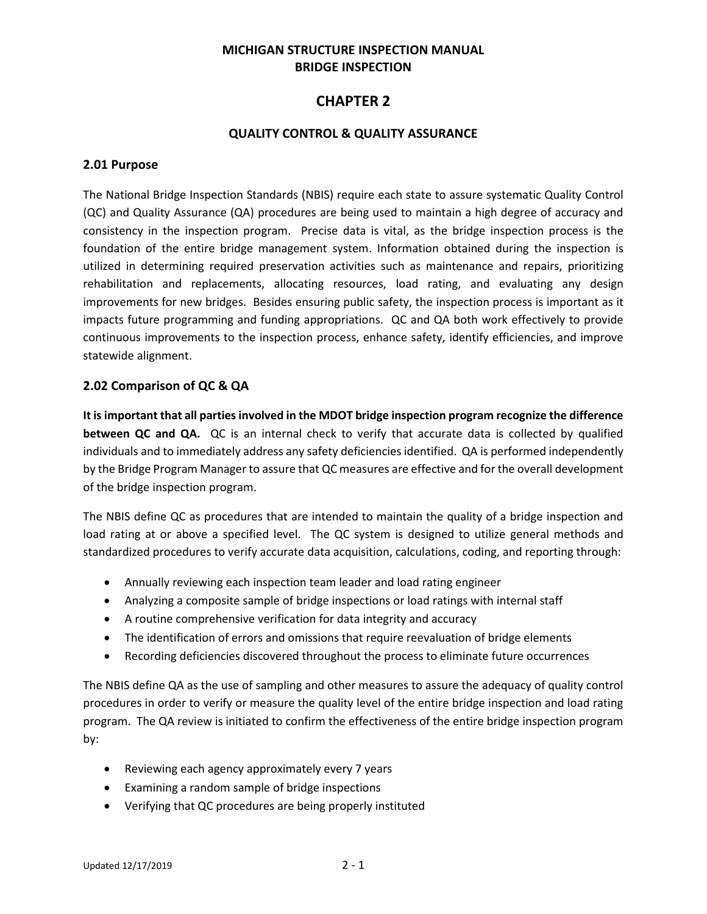# MICHIGAN STRUCTURE INSPECTION MANUAL
# BRIDGE INSPECTION

# CHAPTER 2

## QUALITY CONTROL & QUALITY ASSURANCE

### 2.01 Purpose

The National Bridge Inspection Standards (NBIS) require each state to assure systematic Quality Control (QC) and Quality Assurance (QA) procedures are being used to maintain a high degree of accuracy and consistency in the inspection program. Precise data is vital, as the bridge inspection process is the foundation of the entire bridge management system. Information obtained during the inspection is utilized in determining required preservation activities such as maintenance and repairs, prioritizing rehabilitation and replacements, allocating resources, load rating, and evaluating any design improvements for new bridges. Besides ensuring public safety, the inspection process is important as it impacts future programming and funding appropriations. QC and QA both work effectively to provide continuous improvements to the inspection process, enhance safety, identify efficiencies, and improve statewide alignment.

### 2.02 Comparison of QC & QA

**It is important that all parties involved in the MDOT bridge inspection program recognize the difference between QC and QA.** QC is an internal check to verify that accurate data is collected by qualified individuals and to immediately address any safety deficiencies identified. QA is performed independently by the Bridge Program Manager to assure that QC measures are effective and for the overall development of the bridge inspection program.

The NBIS define QC as procedures that are intended to maintain the quality of a bridge inspection and load rating at or above a specified level. The QC system is designed to utilize general methods and standardized procedures to verify accurate data acquisition, calculations, coding, and reporting through:

- Annually reviewing each inspection team leader and load rating engineer
- Analyzing a composite sample of bridge inspections or load ratings with internal staff
- A routine comprehensive verification for data integrity and accuracy
- The identification of errors and omissions that require reevaluation of bridge elements
- Recording deficiencies discovered throughout the process to eliminate future occurrences

The NBIS define QA as the use of sampling and other measures to assure the adequacy of quality control procedures in order to verify or measure the quality level of the entire bridge inspection and load rating program. The QA review is initiated to confirm the effectiveness of the entire bridge inspection program by:

- Reviewing each agency approximately every 7 years
- Examining a random sample of bridge inspections
- Verifying that QC procedures are being properly instituted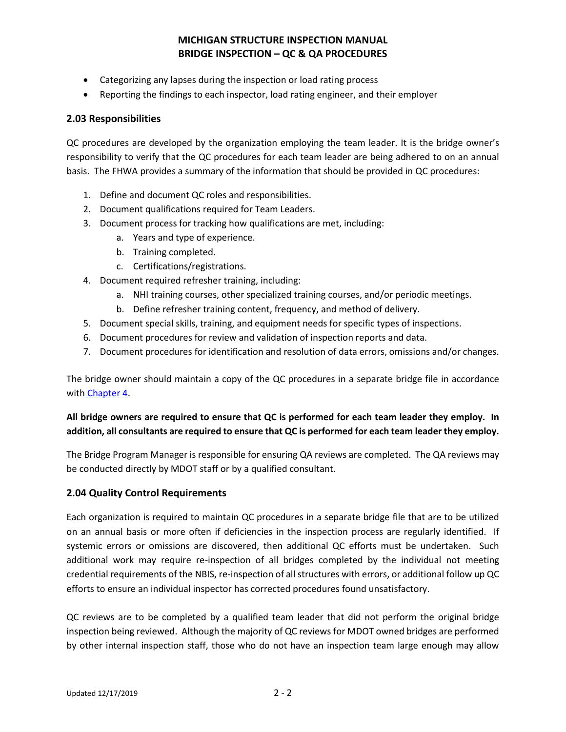- Categorizing any lapses during the inspection or load rating process
- Reporting the findings to each inspector, load rating engineer, and their employer

## 2.03 Responsibilities

QC procedures are developed by the organization employing the team leader. It is the bridge owner's responsibility to verify that the QC procedures for each team leader are being adhered to on an annual basis. The FHWA provides a summary of the information that should be provided in QC procedures:

1. Define and document QC roles and responsibilities.
2. Document qualifications required for Team Leaders.
3. Document process for tracking how qualifications are met, including:
   a. Years and type of experience.
   b. Training completed.
   c. Certifications/registrations.
4. Document required refresher training, including:
   a. NHI training courses, other specialized training courses, and/or periodic meetings.
   b. Define refresher training content, frequency, and method of delivery.
5. Document special skills, training, and equipment needs for specific types of inspections.
6. Document procedures for review and validation of inspection reports and data.
7. Document procedures for identification and resolution of data errors, omissions and/or changes.

The bridge owner should maintain a copy of the QC procedures in a separate bridge file in accordance with Chapter 4.

**All bridge owners are required to ensure that QC is performed for each team leader they employ. In addition, all consultants are required to ensure that QC is performed for each team leader they employ.**

The Bridge Program Manager is responsible for ensuring QA reviews are completed. The QA reviews may be conducted directly by MDOT staff or by a qualified consultant.

## 2.04 Quality Control Requirements

Each organization is required to maintain QC procedures in a separate bridge file that are to be utilized on an annual basis or more often if deficiencies in the inspection process are regularly identified. If systemic errors or omissions are discovered, then additional QC efforts must be undertaken. Such additional work may require re-inspection of all bridges completed by the individual not meeting credential requirements of the NBIS, re-inspection of all structures with errors, or additional follow up QC efforts to ensure an individual inspector has corrected procedures found unsatisfactory.

QC reviews are to be completed by a qualified team leader that did not perform the original bridge inspection being reviewed. Although the majority of QC reviews for MDOT owned bridges are performed by other internal inspection staff, those who do not have an inspection team large enough may allow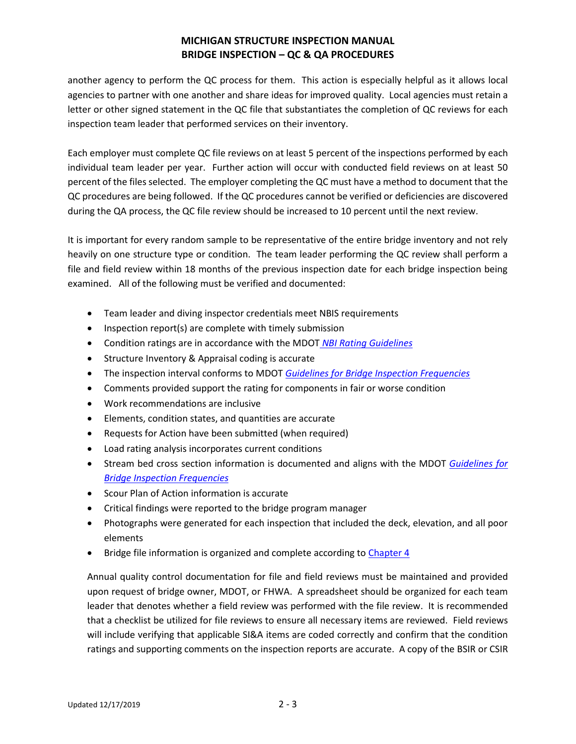another agency to perform the QC process for them. This action is especially helpful as it allows local agencies to partner with one another and share ideas for improved quality. Local agencies must retain a letter or other signed statement in the QC file that substantiates the completion of QC reviews for each inspection team leader that performed services on their inventory.

Each employer must complete QC file reviews on at least 5 percent of the inspections performed by each individual team leader per year. Further action will occur with conducted field reviews on at least 50 percent of the files selected. The employer completing the QC must have a method to document that the QC procedures are being followed. If the QC procedures cannot be verified or deficiencies are discovered during the QA process, the QC file review should be increased to 10 percent until the next review.

It is important for every random sample to be representative of the entire bridge inventory and not rely heavily on one structure type or condition. The team leader performing the QC review shall perform a file and field review within 18 months of the previous inspection date for each bridge inspection being examined. All of the following must be verified and documented:

- Team leader and diving inspector credentials meet NBIS requirements
- Inspection report(s) are complete with timely submission
- Condition ratings are in accordance with the MDOT *NBI Rating Guidelines*
- Structure Inventory & Appraisal coding is accurate
- The inspection interval conforms to MDOT *Guidelines for Bridge Inspection Frequencies*
- Comments provided support the rating for components in fair or worse condition
- Work recommendations are inclusive
- Elements, condition states, and quantities are accurate
- Requests for Action have been submitted (when required)
- Load rating analysis incorporates current conditions
- Stream bed cross section information is documented and aligns with the MDOT *Guidelines for Bridge Inspection Frequencies*
- Scour Plan of Action information is accurate
- Critical findings were reported to the bridge program manager
- Photographs were generated for each inspection that included the deck, elevation, and all poor elements
- Bridge file information is organized and complete according to Chapter 4

Annual quality control documentation for file and field reviews must be maintained and provided upon request of bridge owner, MDOT, or FHWA. A spreadsheet should be organized for each team leader that denotes whether a field review was performed with the file review. It is recommended that a checklist be utilized for file reviews to ensure all necessary items are reviewed. Field reviews will include verifying that applicable SI&A items are coded correctly and confirm that the condition ratings and supporting comments on the inspection reports are accurate. A copy of the BSIR or CSIR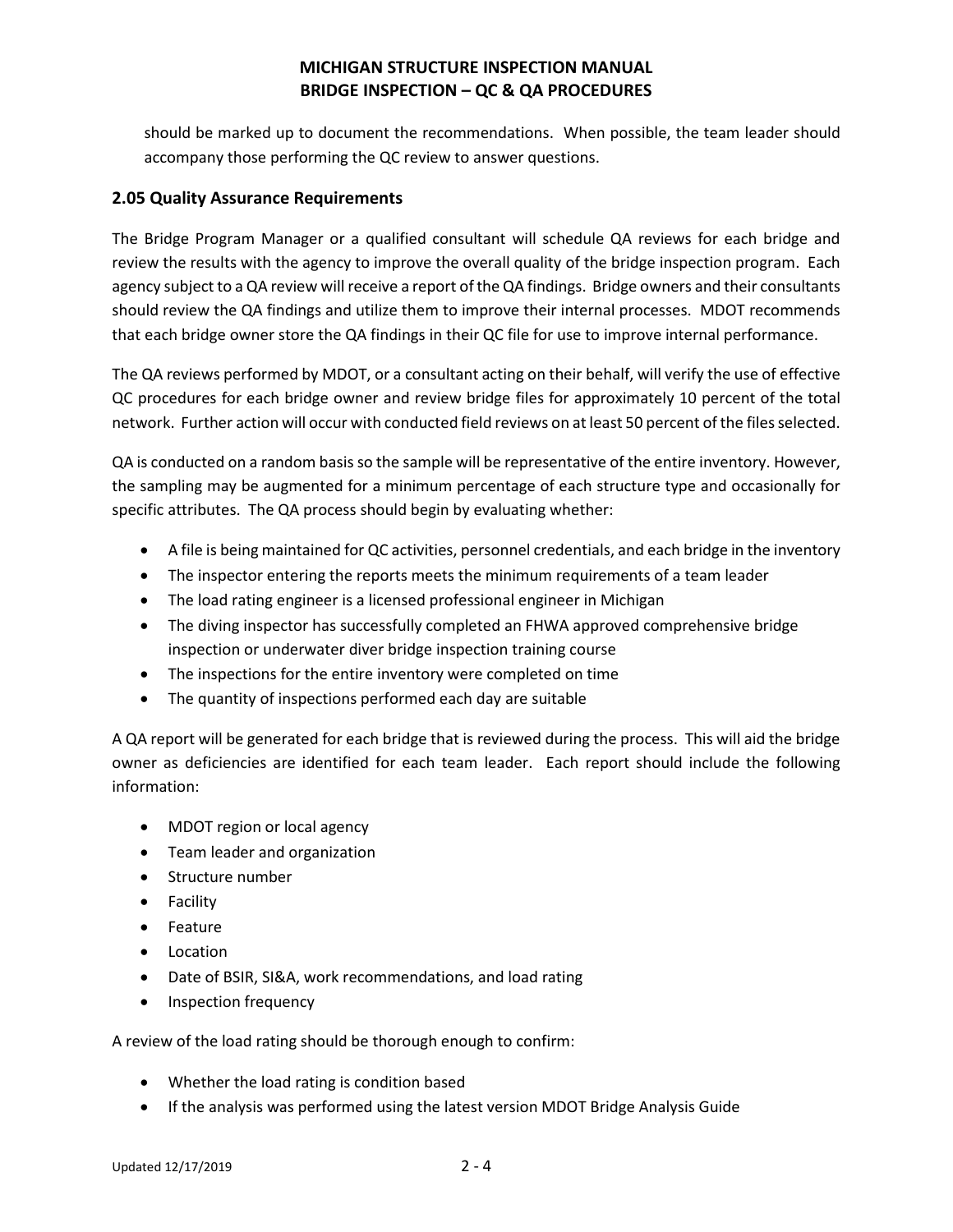should be marked up to document the recommendations. When possible, the team leader should accompany those performing the QC review to answer questions.

## 2.05 Quality Assurance Requirements

The Bridge Program Manager or a qualified consultant will schedule QA reviews for each bridge and review the results with the agency to improve the overall quality of the bridge inspection program. Each agency subject to a QA review will receive a report of the QA findings. Bridge owners and their consultants should review the QA findings and utilize them to improve their internal processes. MDOT recommends that each bridge owner store the QA findings in their QC file for use to improve internal performance.

The QA reviews performed by MDOT, or a consultant acting on their behalf, will verify the use of effective QC procedures for each bridge owner and review bridge files for approximately 10 percent of the total network. Further action will occur with conducted field reviews on at least 50 percent of the files selected.

QA is conducted on a random basis so the sample will be representative of the entire inventory. However, the sampling may be augmented for a minimum percentage of each structure type and occasionally for specific attributes. The QA process should begin by evaluating whether:

- A file is being maintained for QC activities, personnel credentials, and each bridge in the inventory
- The inspector entering the reports meets the minimum requirements of a team leader
- The load rating engineer is a licensed professional engineer in Michigan
- The diving inspector has successfully completed an FHWA approved comprehensive bridge inspection or underwater diver bridge inspection training course
- The inspections for the entire inventory were completed on time
- The quantity of inspections performed each day are suitable

A QA report will be generated for each bridge that is reviewed during the process. This will aid the bridge owner as deficiencies are identified for each team leader. Each report should include the following information:

- MDOT region or local agency
- Team leader and organization
- Structure number
- Facility
- Feature
- Location
- Date of BSIR, SI&A, work recommendations, and load rating
- Inspection frequency

A review of the load rating should be thorough enough to confirm:

- Whether the load rating is condition based
- If the analysis was performed using the latest version MDOT Bridge Analysis Guide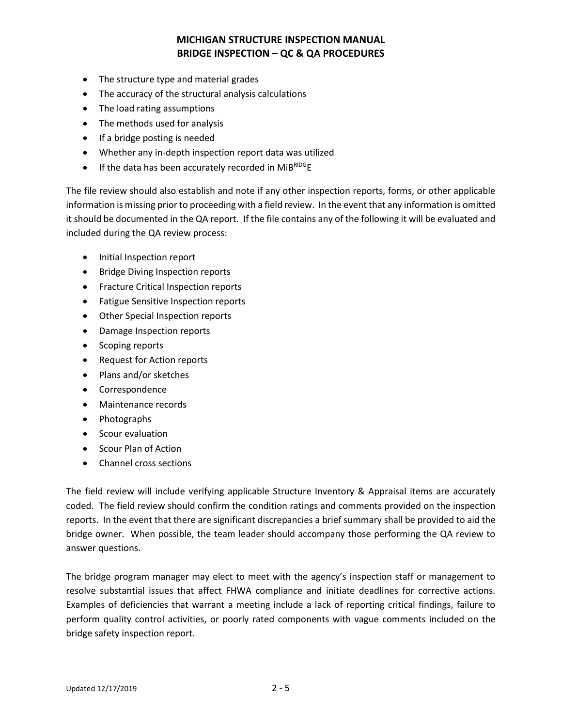- The structure type and material grades
- The accuracy of the structural analysis calculations
- The load rating assumptions
- The methods used for analysis
- If a bridge posting is needed
- Whether any in-depth inspection report data was utilized
- If the data has been accurately recorded in MiB^RIDG^E

The file review should also establish and note if any other inspection reports, forms, or other applicable information is missing prior to proceeding with a field review. In the event that any information is omitted it should be documented in the QA report. If the file contains any of the following it will be evaluated and included during the QA review process:

- Initial Inspection report
- Bridge Diving Inspection reports
- Fracture Critical Inspection reports
- Fatigue Sensitive Inspection reports
- Other Special Inspection reports
- Damage Inspection reports
- Scoping reports
- Request for Action reports
- Plans and/or sketches
- Correspondence
- Maintenance records
- Photographs
- Scour evaluation
- Scour Plan of Action
- Channel cross sections

The field review will include verifying applicable Structure Inventory & Appraisal items are accurately coded. The field review should confirm the condition ratings and comments provided on the inspection reports. In the event that there are significant discrepancies a brief summary shall be provided to aid the bridge owner. When possible, the team leader should accompany those performing the QA review to answer questions.

The bridge program manager may elect to meet with the agency's inspection staff or management to resolve substantial issues that affect FHWA compliance and initiate deadlines for corrective actions. Examples of deficiencies that warrant a meeting include a lack of reporting critical findings, failure to perform quality control activities, or poorly rated components with vague comments included on the bridge safety inspection report.